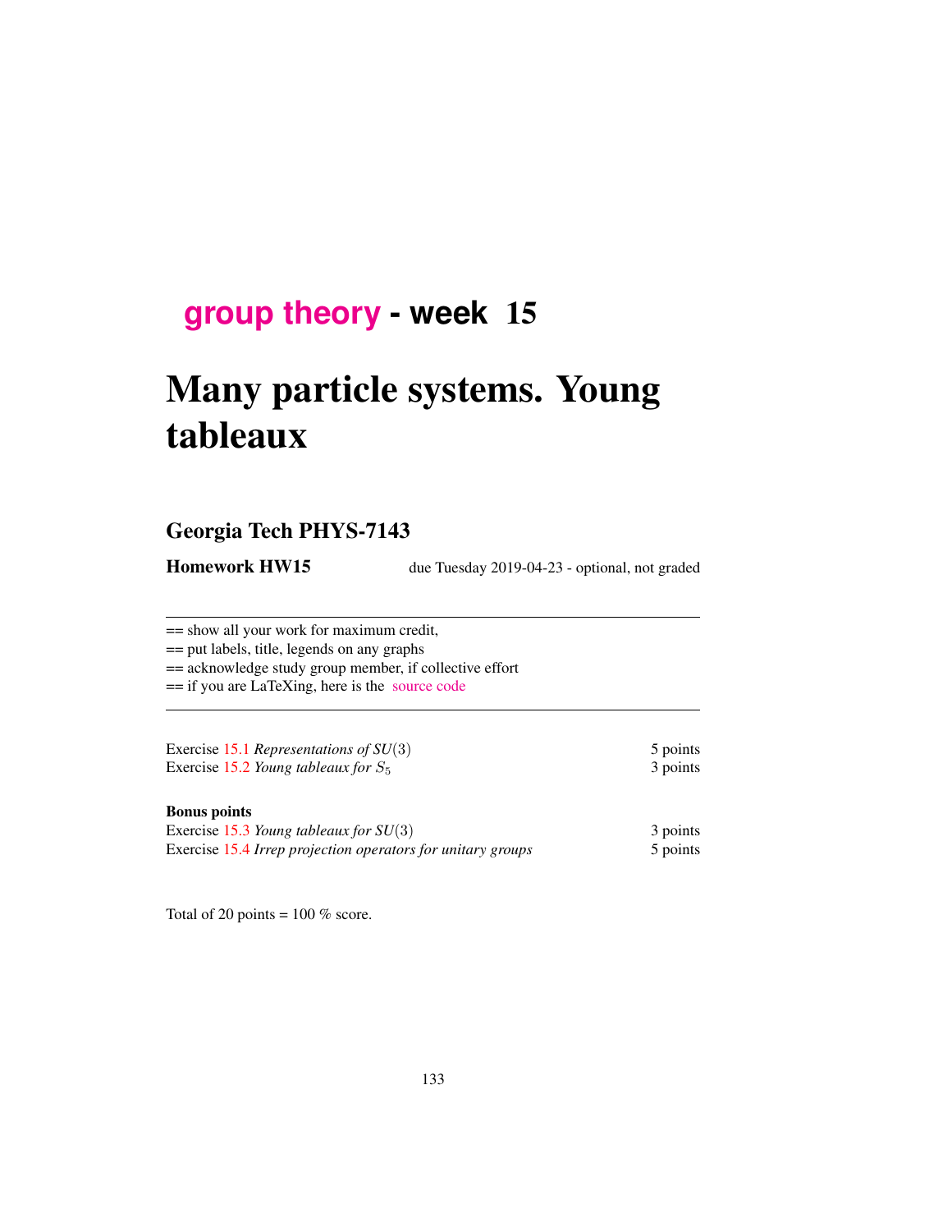# group theory - week 15

# Many particle systems. Young tableaux

## Georgia Tech PHYS-7143

**Homework HW15** due Tuesday 2019-04-23 - optional, not graded

---

== show all your work for maximum credit,
== put labels, title, legends on any graphs
== acknowledge study group member, if collective effort
== if you are LaTeXing, here is the source code

---

| | |
|---|---|
| Exercise 15.1 *Representations of* $SU(3)$ | 5 points |
| Exercise 15.2 *Young tableaux for* $S_5$ | 3 points |

**Bonus points**

| | |
|---|---|
| Exercise 15.3 *Young tableaux for* $SU(3)$ | 3 points |
| Exercise 15.4 *Irrep projection operators for unitary groups* | 5 points |

Total of 20 points = 100 % score.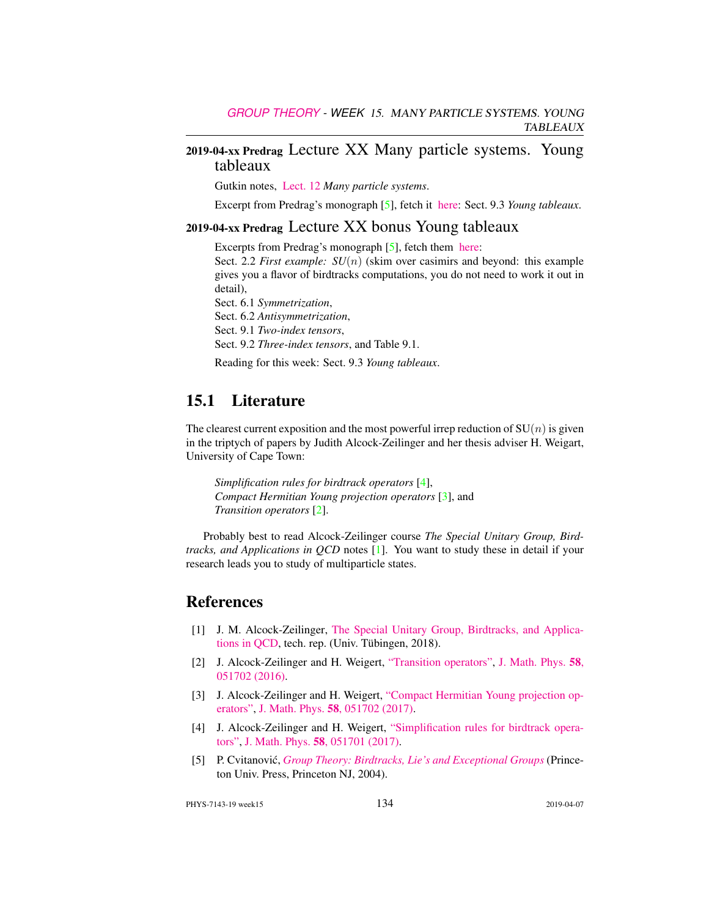**2019-04-xx Predrag** Lecture XX Many particle systems. Young tableaux

Gutkin notes, Lect. 12 *Many particle systems*.

Excerpt from Predrag's monograph [5], fetch it here: Sect. 9.3 *Young tableaux*.

**2019-04-xx Predrag** Lecture XX bonus Young tableaux

Excerpts from Predrag's monograph [5], fetch them here:
Sect. 2.2 *First example: SU*($n$) (skim over casimirs and beyond: this example gives you a flavor of birdtracks computations, you do not need to work it out in detail),
Sect. 6.1 *Symmetrization*,
Sect. 6.2 *Antisymmetrization*,
Sect. 9.1 *Two-index tensors*,
Sect. 9.2 *Three-index tensors*, and Table 9.1.

Reading for this week: Sect. 9.3 *Young tableaux*.

## 15.1 Literature

The clearest current exposition and the most powerful irrep reduction of SU($n$) is given in the triptych of papers by Judith Alcock-Zeilinger and her thesis adviser H. Weigart, University of Cape Town:

> *Simplification rules for birdtrack operators* [4],
> *Compact Hermitian Young projection operators* [3], and
> *Transition operators* [2].

Probably best to read Alcock-Zeilinger course *The Special Unitary Group, Birdtracks, and Applications in QCD* notes [1]. You want to study these in detail if your research leads you to study of multiparticle states.

## References

[1] J. M. Alcock-Zeilinger, The Special Unitary Group, Birdtracks, and Applications in QCD, tech. rep. (Univ. Tübingen, 2018).

[2] J. Alcock-Zeilinger and H. Weigert, "Transition operators", J. Math. Phys. **58**, 051702 (2016).

[3] J. Alcock-Zeilinger and H. Weigert, "Compact Hermitian Young projection operators", J. Math. Phys. **58**, 051702 (2017).

[4] J. Alcock-Zeilinger and H. Weigert, "Simplification rules for birdtrack operators", J. Math. Phys. **58**, 051701 (2017).

[5] P. Cvitanović, *Group Theory: Birdtracks, Lie's and Exceptional Groups* (Princeton Univ. Press, Princeton NJ, 2004).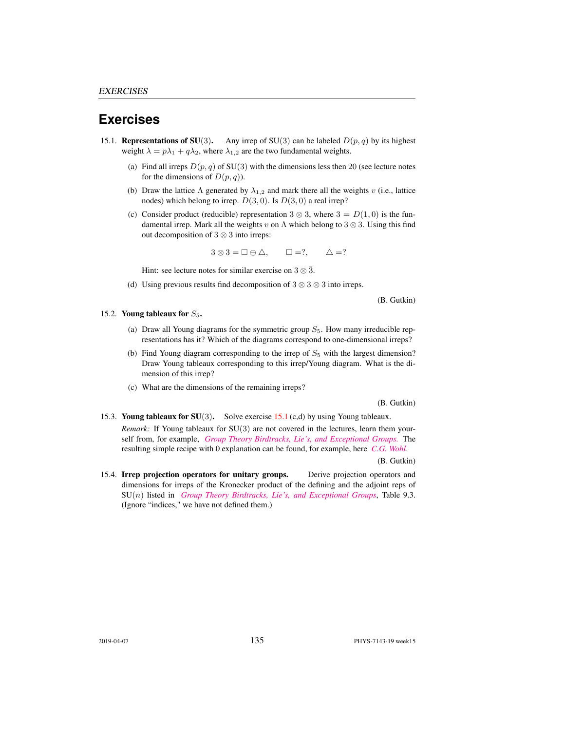# Exercises

15.1. **Representations of SU(3).** Any irrep of SU(3) can be labeled $D(p,q)$ by its highest weight $\lambda = p\lambda_1 + q\lambda_2$, where $\lambda_{1,2}$ are the two fundamental weights.

(a) Find all irreps $D(p,q)$ of SU(3) with the dimensions less then 20 (see lecture notes for the dimensions of $D(p,q)$).

(b) Draw the lattice $\Lambda$ generated by $\lambda_{1,2}$ and mark there all the weights $v$ (i.e., lattice nodes) which belong to irrep. $D(3,0)$. Is $D(3,0)$ a real irrep?

(c) Consider product (reducible) representation $3 \otimes 3$, where $3 = D(1,0)$ is the fundamental irrep. Mark all the weights $v$ on $\Lambda$ which belong to $3 \otimes 3$. Using this find out decomposition of $3 \otimes 3$ into irreps:

$$3 \otimes 3 = \Box \oplus \triangle, \qquad \Box = ?, \qquad \triangle = ?$$

Hint: see lecture notes for similar exercise on $3 \otimes \bar{3}$.

(d) Using previous results find decomposition of $3 \otimes 3 \otimes 3$ into irreps.

(B. Gutkin)

15.2. **Young tableaux for $S_5$.**

(a) Draw all Young diagrams for the symmetric group $S_5$. How many irreducible representations has it? Which of the diagrams correspond to one-dimensional irreps?

(b) Find Young diagram corresponding to the irrep of $S_5$ with the largest dimension? Draw Young tableaux corresponding to this irrep/Young diagram. What is the dimension of this irrep?

(c) What are the dimensions of the remaining irreps?

(B. Gutkin)

15.3. **Young tableaux for SU(3).** Solve exercise 15.1 (c,d) by using Young tableaux.

*Remark:* If Young tableaux for SU(3) are not covered in the lectures, learn them yourself from, for example, *Group Theory Birdtracks, Lie's, and Exceptional Groups.* The resulting simple recipe with 0 explanation can be found, for example, here *C.G. Wohl*.

(B. Gutkin)

15.4. **Irrep projection operators for unitary groups.** Derive projection operators and dimensions for irreps of the Kronecker product of the defining and the adjoint reps of SU($n$) listed in *Group Theory Birdtracks, Lie's, and Exceptional Groups*, Table 9.3. (Ignore "indices," we have not defined them.)